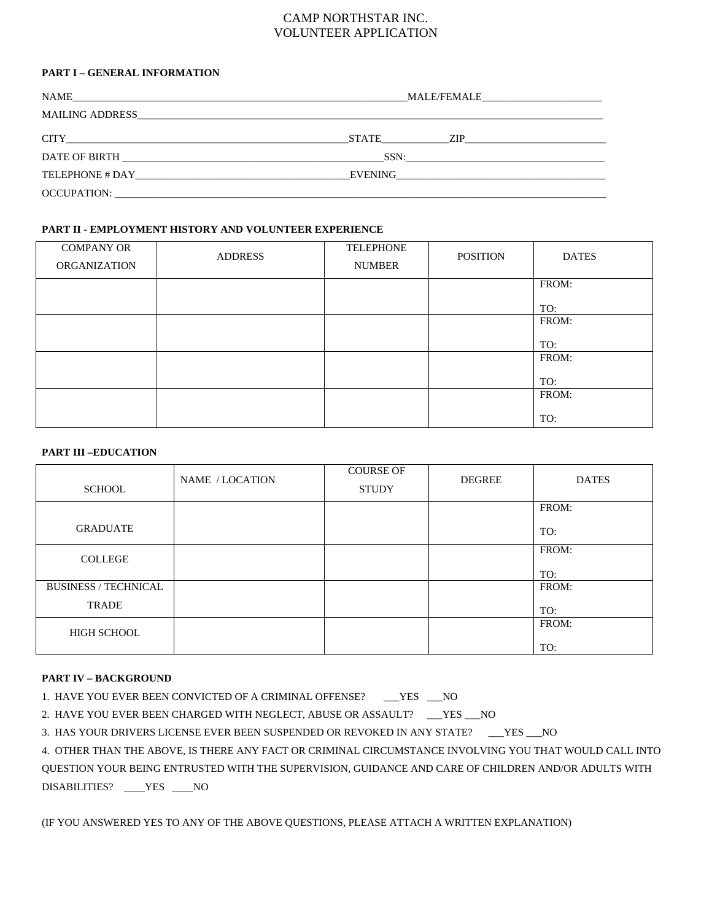# CAMP NORTHSTAR INC.
# VOLUNTEER APPLICATION

**PART I – GENERAL INFORMATION**

NAME_________________________________________________________________MALE/FEMALE________________________

MAILING ADDRESS______________________________________________________________________________________________

CITY_________________________________________________________STATE_____________ZIP____________________________

DATE OF BIRTH ____________________________________________________SSN:_________________________________________

TELEPHONE # DAY__________________________________________EVENING__________________________________________

OCCUPATION: ____________________________________________________________________________________________________

**PART II - EMPLOYMENT HISTORY AND VOLUNTEER EXPERIENCE**

| COMPANY OR ORGANIZATION | ADDRESS | TELEPHONE NUMBER | POSITION | DATES |
|---|---|---|---|---|
| | | | | FROM:<br>TO: |
| | | | | FROM:<br>TO: |
| | | | | FROM:<br>TO: |
| | | | | FROM:<br>TO: |

**PART III –EDUCATION**

| SCHOOL | NAME / LOCATION | COURSE OF STUDY | DEGREE | DATES |
|---|---|---|---|---|
| GRADUATE | | | | FROM:<br>TO: |
| COLLEGE | | | | FROM:<br>TO: |
| BUSINESS / TECHNICAL TRADE | | | | FROM:<br>TO: |
| HIGH SCHOOL | | | | FROM:<br>TO: |

**PART IV – BACKGROUND**

1. HAVE YOU EVER BEEN CONVICTED OF A CRIMINAL OFFENSE? ___YES ___NO

2. HAVE YOU EVER BEEN CHARGED WITH NEGLECT, ABUSE OR ASSAULT? ___YES ___NO

3. HAS YOUR DRIVERS LICENSE EVER BEEN SUSPENDED OR REVOKED IN ANY STATE? ___YES ___NO

4. OTHER THAN THE ABOVE, IS THERE ANY FACT OR CRIMINAL CIRCUMSTANCE INVOLVING YOU THAT WOULD CALL INTO QUESTION YOUR BEING ENTRUSTED WITH THE SUPERVISION, GUIDANCE AND CARE OF CHILDREN AND/OR ADULTS WITH DISABILITIES? ____YES ____NO

(IF YOU ANSWERED YES TO ANY OF THE ABOVE QUESTIONS, PLEASE ATTACH A WRITTEN EXPLANATION)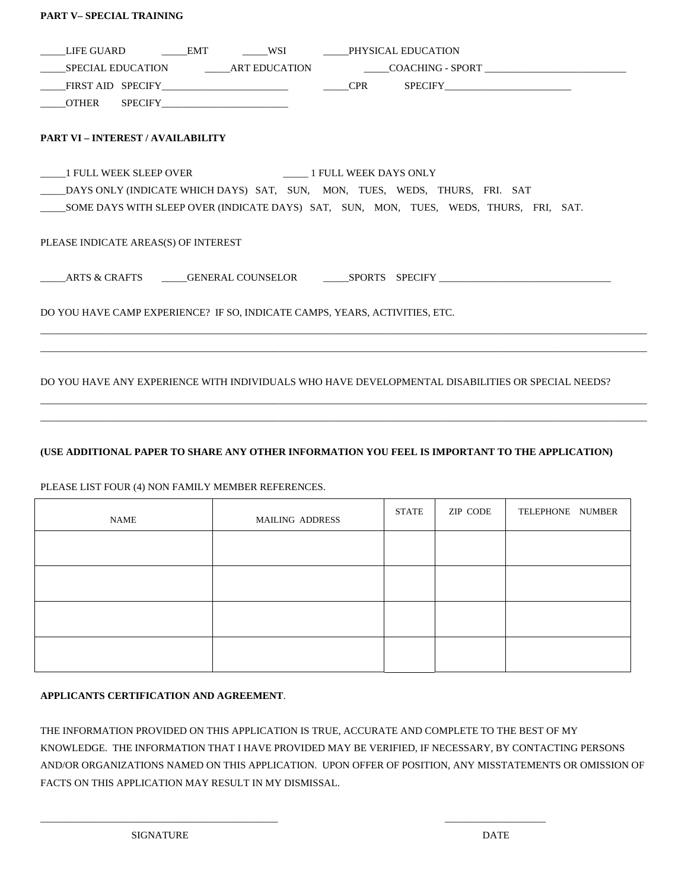**PART V– SPECIAL TRAINING**

_____LIFE GUARD _____EMT _____WSI _____PHYSICAL EDUCATION

_____SPECIAL EDUCATION _____ART EDUCATION _____COACHING - SPORT ___________________________

_____FIRST AID SPECIFY_________________________ _____CPR SPECIFY_________________________

_____OTHER SPECIFY_________________________

**PART VI – INTEREST / AVAILABILITY**

_____1 FULL WEEK SLEEP OVER _____ 1 FULL WEEK DAYS ONLY

_____DAYS ONLY (INDICATE WHICH DAYS) SAT, SUN, MON, TUES, WEDS, THURS, FRI. SAT

_____SOME DAYS WITH SLEEP OVER (INDICATE DAYS) SAT, SUN, MON, TUES, WEDS, THURS, FRI, SAT.

PLEASE INDICATE AREAS(S) OF INTEREST

_____ARTS & CRAFTS _____GENERAL COUNSELOR _____SPORTS SPECIFY __________________________________

DO YOU HAVE CAMP EXPERIENCE? IF SO, INDICATE CAMPS, YEARS, ACTIVITIES, ETC.

______________________________________________________________________________________________

______________________________________________________________________________________________

DO YOU HAVE ANY EXPERIENCE WITH INDIVIDUALS WHO HAVE DEVELOPMENTAL DISABILITIES OR SPECIAL NEEDS?

______________________________________________________________________________________________

______________________________________________________________________________________________

**(USE ADDITIONAL PAPER TO SHARE ANY OTHER INFORMATION YOU FEEL IS IMPORTANT TO THE APPLICATION)**

PLEASE LIST FOUR (4) NON FAMILY MEMBER REFERENCES.

| NAME | MAILING ADDRESS | STATE | ZIP CODE | TELEPHONE NUMBER |
|---|---|---|---|---|
| | | | | |
| | | | | |
| | | | | |
| | | | | |

**APPLICANTS CERTIFICATION AND AGREEMENT**.

THE INFORMATION PROVIDED ON THIS APPLICATION IS TRUE, ACCURATE AND COMPLETE TO THE BEST OF MY KNOWLEDGE. THE INFORMATION THAT I HAVE PROVIDED MAY BE VERIFIED, IF NECESSARY, BY CONTACTING PERSONS AND/OR ORGANIZATIONS NAMED ON THIS APPLICATION. UPON OFFER OF POSITION, ANY MISSTATEMENTS OR OMISSION OF FACTS ON THIS APPLICATION MAY RESULT IN MY DISMISSAL.

_______________________________________________ ____________________

SIGNATURE DATE